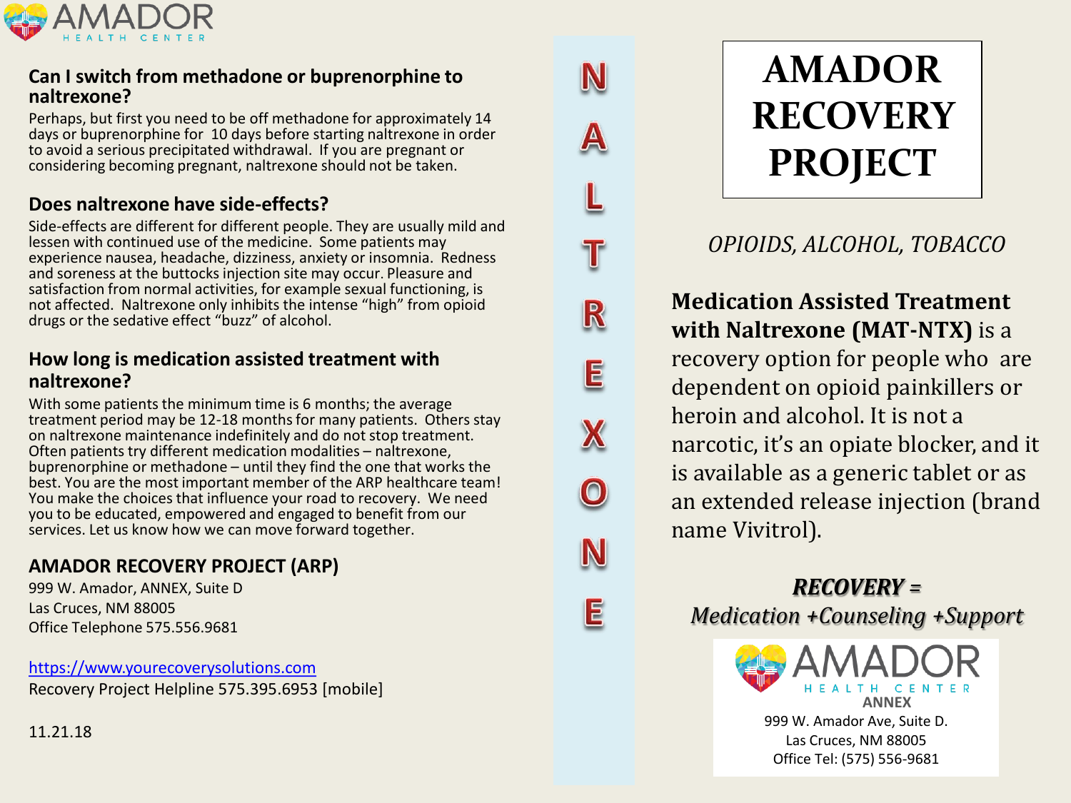AMADOR HEALTH CENTER

## Can I switch from methadone or buprenorphine to naltrexone?

Perhaps, but first you need to be off methadone for approximately 14 days or buprenorphine for 10 days before starting naltrexone in order to avoid a serious precipitated withdrawal. If you are pregnant or considering becoming pregnant, naltrexone should not be taken.

## Does naltrexone have side-effects?

Side-effects are different for different people. They are usually mild and lessen with continued use of the medicine. Some patients may experience nausea, headache, dizziness, anxiety or insomnia. Redness and soreness at the buttocks injection site may occur. Pleasure and satisfaction from normal activities, for example sexual functioning, is not affected. Naltrexone only inhibits the intense "high" from opioid drugs or the sedative effect "buzz" of alcohol.

## How long is medication assisted treatment with naltrexone?

With some patients the minimum time is 6 months; the average treatment period may be 12-18 months for many patients. Others stay on naltrexone maintenance indefinitely and do not stop treatment. Often patients try different medication modalities – naltrexone, buprenorphine or methadone – until they find the one that works the best. You are the most important member of the ARP healthcare team! You make the choices that influence your road to recovery. We need you to be educated, empowered and engaged to benefit from our services. Let us know how we can move forward together.

## AMADOR RECOVERY PROJECT (ARP)

999 W. Amador, ANNEX, Suite D
Las Cruces, NM 88005
Office Telephone 575.556.9681

https://www.yourecoverysolutions.com
Recovery Project Helpline 575.395.6953 [mobile]

11.21.18

N A L T R E X O N E

# AMADOR RECOVERY PROJECT

*OPIOIDS, ALCOHOL, TOBACCO*

**Medication Assisted Treatment with Naltrexone (MAT-NTX)** is a recovery option for people who are dependent on opioid painkillers or heroin and alcohol. It is not a narcotic, it's an opiate blocker, and it is available as a generic tablet or as an extended release injection (brand name Vivitrol).

***RECOVERY =***
*Medication +Counseling +Support*

AMADOR HEALTH CENTER
**ANNEX**
999 W. Amador Ave, Suite D.
Las Cruces, NM 88005
Office Tel: (575) 556-9681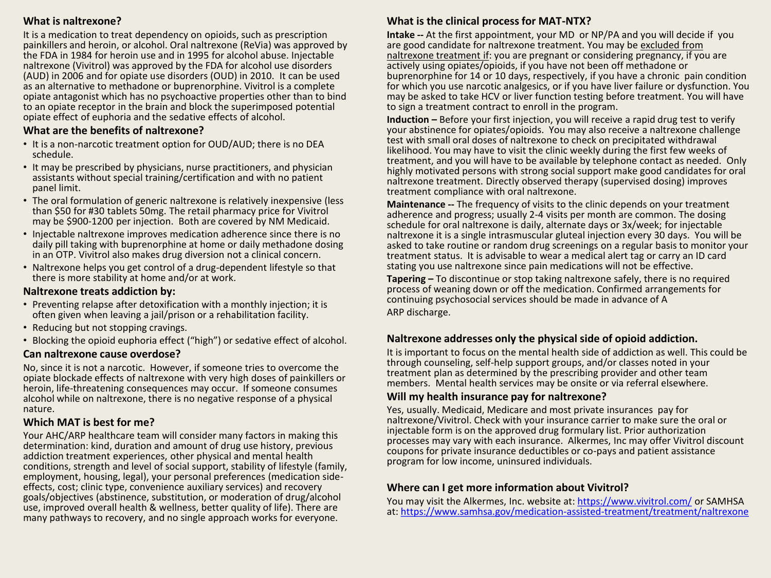## What is naltrexone?

It is a medication to treat dependency on opioids, such as prescription painkillers and heroin, or alcohol. Oral naltrexone (ReVia) was approved by the FDA in 1984 for heroin use and in 1995 for alcohol abuse. Injectable naltrexone (Vivitrol) was approved by the FDA for alcohol use disorders (AUD) in 2006 and for opiate use disorders (OUD) in 2010. It can be used as an alternative to methadone or buprenorphine. Vivitrol is a complete opiate antagonist which has no psychoactive properties other than to bind to an opiate receptor in the brain and block the superimposed potential opiate effect of euphoria and the sedative effects of alcohol.

## What are the benefits of naltrexone?

- It is a non-narcotic treatment option for OUD/AUD; there is no DEA schedule.
- It may be prescribed by physicians, nurse practitioners, and physician assistants without special training/certification and with no patient panel limit.
- The oral formulation of generic naltrexone is relatively inexpensive (less than $50 for #30 tablets 50mg. The retail pharmacy price for Vivitrol may be $900-1200 per injection. Both are covered by NM Medicaid.
- Injectable naltrexone improves medication adherence since there is no daily pill taking with buprenorphine at home or daily methadone dosing in an OTP. Vivitrol also makes drug diversion not a clinical concern.
- Naltrexone helps you get control of a drug-dependent lifestyle so that there is more stability at home and/or at work.

## Naltrexone treats addiction by:

- Preventing relapse after detoxification with a monthly injection; it is often given when leaving a jail/prison or a rehabilitation facility.
- Reducing but not stopping cravings.
- Blocking the opioid euphoria effect ("high") or sedative effect of alcohol.

## Can naltrexone cause overdose?

No, since it is not a narcotic. However, if someone tries to overcome the opiate blockade effects of naltrexone with very high doses of painkillers or heroin, life-threatening consequences may occur. If someone consumes alcohol while on naltrexone, there is no negative response of a physical nature.

## Which MAT is best for me?

Your AHC/ARP healthcare team will consider many factors in making this determination: kind, duration and amount of drug use history, previous addiction treatment experiences, other physical and mental health conditions, strength and level of social support, stability of lifestyle (family, employment, housing, legal), your personal preferences (medication side-effects, cost; clinic type, convenience auxiliary services) and recovery goals/objectives (abstinence, substitution, or moderation of drug/alcohol use, improved overall health & wellness, better quality of life). There are many pathways to recovery, and no single approach works for everyone.

## What is the clinical process for MAT-NTX?

**Intake --** At the first appointment, your MD or NP/PA and you will decide if you are good candidate for naltrexone treatment. You may be excluded from naltrexone treatment if: you are pregnant or considering pregnancy, if you are actively using opiates/opioids, if you have not been off methadone or buprenorphine for 14 or 10 days, respectively, if you have a chronic pain condition for which you use narcotic analgesics, or if you have liver failure or dysfunction. You may be asked to take HCV or liver function testing before treatment. You will have to sign a treatment contract to enroll in the program.

**Induction –** Before your first injection, you will receive a rapid drug test to verify your abstinence for opiates/opioids. You may also receive a naltrexone challenge test with small oral doses of naltrexone to check on precipitated withdrawal likelihood. You may have to visit the clinic weekly during the first few weeks of treatment, and you will have to be available by telephone contact as needed. Only highly motivated persons with strong social support make good candidates for oral naltrexone treatment. Directly observed therapy (supervised dosing) improves treatment compliance with oral naltrexone.

**Maintenance --** The frequency of visits to the clinic depends on your treatment adherence and progress; usually 2-4 visits per month are common. The dosing schedule for oral naltrexone is daily, alternate days or 3x/week; for injectable naltrexone it is a single intramuscular gluteal injection every 30 days. You will be asked to take routine or random drug screenings on a regular basis to monitor your treatment status. It is advisable to wear a medical alert tag or carry an ID card stating you use naltrexone since pain medications will not be effective.

**Tapering –** To discontinue or stop taking naltrexone safely, there is no required process of weaning down or off the medication. Confirmed arrangements for continuing psychosocial services should be made in advance of A ARP discharge.

## Naltrexone addresses only the physical side of opioid addiction.

It is important to focus on the mental health side of addiction as well. This could be through counseling, self-help support groups, and/or classes noted in your treatment plan as determined by the prescribing provider and other team members. Mental health services may be onsite or via referral elsewhere.

## Will my health insurance pay for naltrexone?

Yes, usually. Medicaid, Medicare and most private insurances pay for naltrexone/Vivitrol. Check with your insurance carrier to make sure the oral or injectable form is on the approved drug formulary list. Prior authorization processes may vary with each insurance. Alkermes, Inc may offer Vivitrol discount coupons for private insurance deductibles or co-pays and patient assistance program for low income, uninsured individuals.

## Where can I get more information about Vivitrol?

You may visit the Alkermes, Inc. website at: https://www.vivitrol.com/ or SAMHSA at: https://www.samhsa.gov/medication-assisted-treatment/treatment/naltrexone